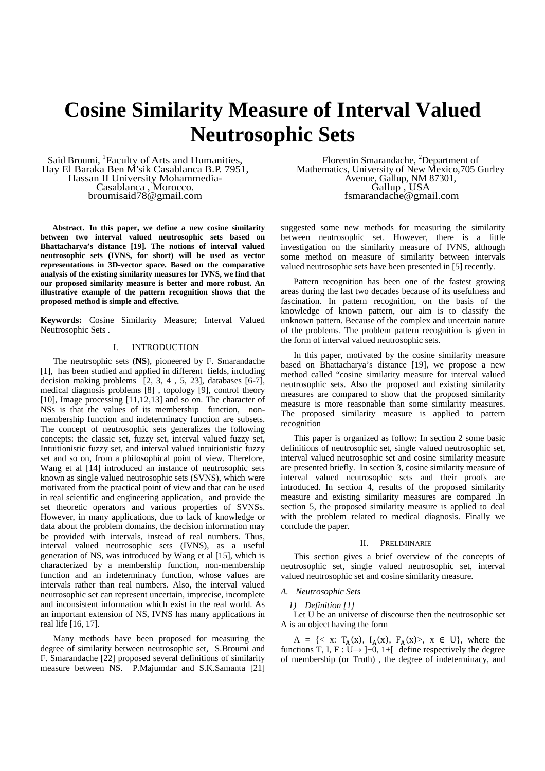# Cosine Similarity Measure of Interval Valued Neutrosophic Sets

Said Broumi, [1]Faculty of Arts and Humanities, Hay El Baraka Ben M'sik Casablanca B.P. 7951, Hassan II University Mohammedia-Casablanca , Morocco.
broumisaid78@gmail.com

Florentin Smarandache, [2]Department of Mathematics, University of New Mexico,705 Gurley Avenue, Gallup, NM 87301, Gallup , USA
fsmarandache@gmail.com

**Abstract. In this paper, we define a new cosine similarity between two interval valued neutrosophic sets based on Bhattacharya's distance [19]. The notions of interval valued neutrosophic sets (IVNS, for short) will be used as vector representations in 3D-vector space. Based on the comparative analysis of the existing similarity measures for IVNS, we find that our proposed similarity measure is better and more robust. An illustrative example of the pattern recognition shows that the proposed method is simple and effective.**

**Keywords:** Cosine Similarity Measure; Interval Valued Neutrosophic Sets .

## I. INTRODUCTION

The neutrsophic sets (**NS**), pioneered by F. Smarandache [1], has been studied and applied in different fields, including decision making problems [2, 3, 4 , 5, 23], databases [6-7], medical diagnosis problems [8] , topology [9], control theory [10], Image processing [11,12,13] and so on. The character of NSs is that the values of its membership function, non-membership function and indeterminacy function are subsets. The concept of neutrosophic sets generalizes the following concepts: the classic set, fuzzy set, interval valued fuzzy set, Intuitionistic fuzzy set, and interval valued intuitionistic fuzzy set and so on, from a philosophical point of view. Therefore, Wang et al [14] introduced an instance of neutrosophic sets known as single valued neutrosophic sets (SVNS), which were motivated from the practical point of view and that can be used in real scientific and engineering application, and provide the set theoretic operators and various properties of SVNSs. However, in many applications, due to lack of knowledge or data about the problem domains, the decision information may be provided with intervals, instead of real numbers. Thus, interval valued neutrosophic sets (IVNS), as a useful generation of NS, was introduced by Wang et al [15], which is characterized by a membership function, non-membership function and an indeterminacy function, whose values are intervals rather than real numbers. Also, the interval valued neutrosophic set can represent uncertain, imprecise, incomplete and inconsistent information which exist in the real world. As an important extension of NS, IVNS has many applications in real life [16, 17].

Many methods have been proposed for measuring the degree of similarity between neutrosophic set, S.Broumi and F. Smarandache [22] proposed several definitions of similarity measure between NS. P.Majumdar and S.K.Samanta [21] suggested some new methods for measuring the similarity between neutrosophic set. However, there is a little investigation on the similarity measure of IVNS, although some method on measure of similarity between intervals valued neutrosophic sets have been presented in [5] recently.

Pattern recognition has been one of the fastest growing areas during the last two decades because of its usefulness and fascination. In pattern recognition, on the basis of the knowledge of known pattern, our aim is to classify the unknown pattern. Because of the complex and uncertain nature of the problems. The problem pattern recognition is given in the form of interval valued neutrosophic sets.

In this paper, motivated by the cosine similarity measure based on Bhattacharya's distance [19], we propose a new method called "cosine similarity measure for interval valued neutrosophic sets. Also the proposed and existing similarity measures are compared to show that the proposed similarity measure is more reasonable than some similarity measures. The proposed similarity measure is applied to pattern recognition

This paper is organized as follow: In section 2 some basic definitions of neutrosophic set, single valued neutrosophic set, interval valued neutrosophic set and cosine similarity measure are presented briefly. In section 3, cosine similarity measure of interval valued neutrosophic sets and their proofs are introduced. In section 4, results of the proposed similarity measure and existing similarity measures are compared .In section 5, the proposed similarity measure is applied to deal with the problem related to medical diagnosis. Finally we conclude the paper.

## II. PRELIMINARIE

This section gives a brief overview of the concepts of neutrosophic set, single valued neutrosophic set, interval valued neutrosophic set and cosine similarity measure.

### A. Neutrosophic Sets

*1) Definition [1]*

Let U be an universe of discourse then the neutrosophic set A is an object having the form

$A = \{< x: T_A(x), I_A(x), F_A(x)>, x \in U\}$, where the functions T, I, F : $U \rightarrow ]^-0, 1^+[$ define respectively the degree of membership (or Truth) , the degree of indeterminacy, and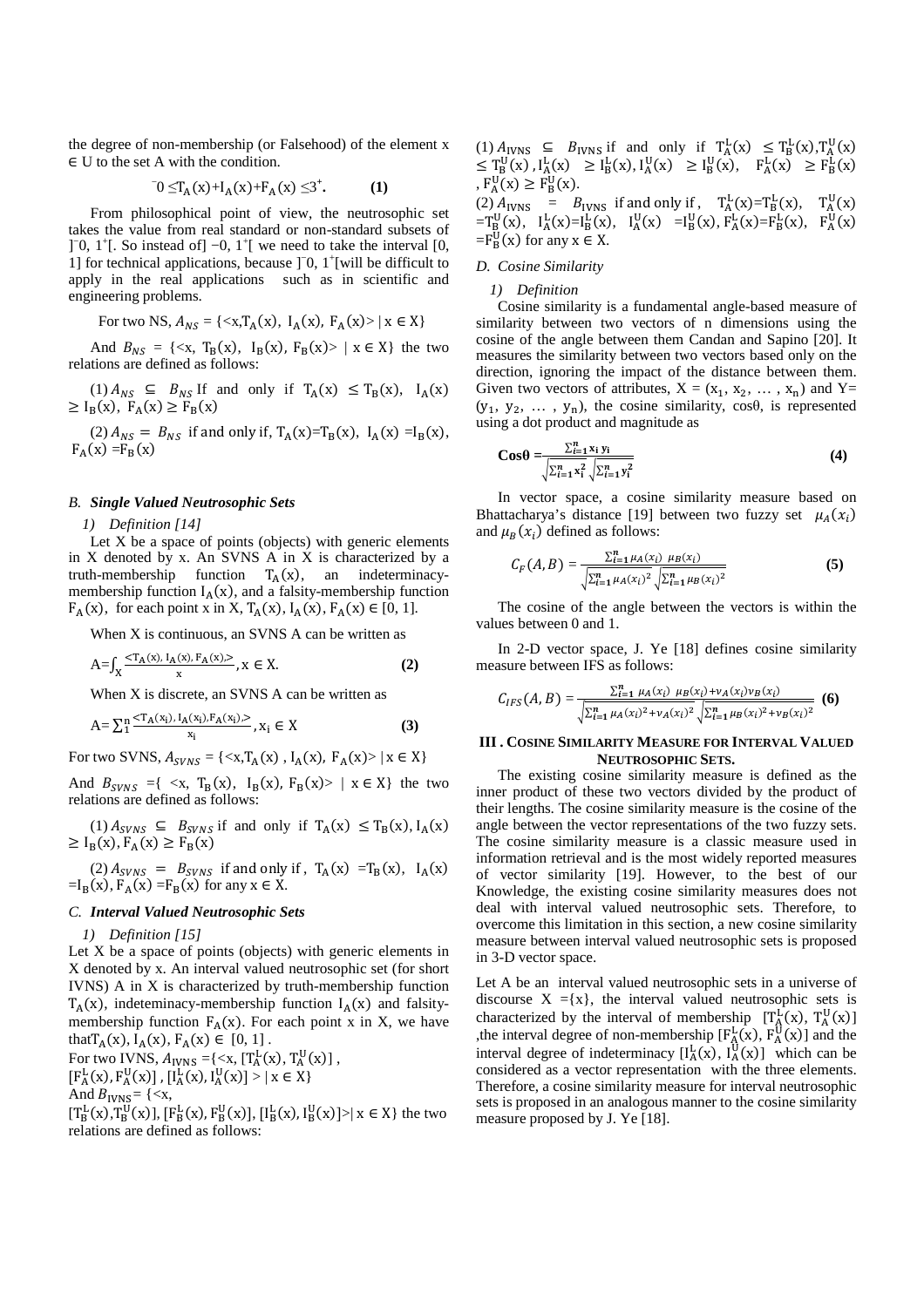the degree of non-membership (or Falsehood) of the element x ∈ U to the set A with the condition.

$$^{-}0 \leq T_A(x)+I_A(x)+F_A(x) \leq 3^{+}. \quad \textbf{(1)}$$

From philosophical point of view, the neutrosophic set takes the value from real standard or non-standard subsets of $]^{-}0, 1^{+}[$. So instead of $]-0, 1^{+}[$ we need to take the interval [0, 1] for technical applications, because $]^{-}0, 1^{+}[$ will be difficult to apply in the real applications such as in scientific and engineering problems.

For two NS, $A_{NS} = \{<x, T_A(x),\ I_A(x),\ F_A(x)> \mid x \in X\}$

And $B_{NS} = \{<x,\ T_B(x),\ I_B(x),\ F_B(x)> \mid x \in X\}$ the two relations are defined as follows:

(1) $A_{NS} \subseteq B_{NS}$ If and only if $T_A(x) \leq T_B(x)$, $I_A(x) \geq I_B(x)$, $F_A(x) \geq F_B(x)$

(2) $A_{NS} = B_{NS}$ if and only if, $T_A(x)=T_B(x)$, $I_A(x)=I_B(x)$, $F_A(x)=F_B(x)$

### *B. Single Valued Neutrosophic Sets*

*1) Definition [14]*

Let X be a space of points (objects) with generic elements in X denoted by x. An SVNS A in X is characterized by a truth-membership function $T_A(x)$, an indeterminacy-membership function $I_A(x)$, and a falsity-membership function $F_A(x)$, for each point x in X, $T_A(x), I_A(x), F_A(x) \in [0, 1]$.

When X is continuous, an SVNS A can be written as

$$A=\int_X \frac{<T_A(x), I_A(x), F_A(x),>}{x}, x \in X. \quad \textbf{(2)}$$

When X is discrete, an SVNS A can be written as

$$A=\sum_1^n \frac{<T_A(x_i), I_A(x_i), F_A(x_i),>}{x_i}, x_i \in X \quad \textbf{(3)}$$

For two SVNS, $A_{SVNS} = \{<x, T_A(x)\ , I_A(x),\ F_A(x)> \mid x \in X\}$

And $B_{SVNS} = \{\ <x,\ T_B(x),\ I_B(x), F_B(x)> \mid x \in X\}$ the two relations are defined as follows:

(1) $A_{SVNS} \subseteq B_{SVNS}$ if and only if $T_A(x) \leq T_B(x), I_A(x) \geq I_B(x), F_A(x) \geq F_B(x)$

(2) $A_{SVNS} = B_{SVNS}$ if and only if, $T_A(x)=T_B(x)$, $I_A(x)=I_B(x), F_A(x)=F_B(x)$ for any $x \in X$.

### *C. Interval Valued Neutrosophic Sets*

*1) Definition [15]*

Let X be a space of points (objects) with generic elements in X denoted by x. An interval valued neutrosophic set (for short IVNS) A in X is characterized by truth-membership function $T_A(x)$, indeteminacy-membership function $I_A(x)$ and falsity-membership function $F_A(x)$. For each point x in X, we have that $T_A(x), I_A(x), F_A(x) \in [0, 1]$.

For two IVNS, $A_{IVNS} = \{<x, [T_A^L(x), T_A^U(x)]\ ,$ $[F_A^L(x), F_A^U(x)]\ , [I_A^L(x), I_A^U(x)] > \mid x \in X\}$

And $B_{IVNS} = \{<x,$ $[T_B^L(x), T_B^U(x)], [F_B^L(x), F_B^U(x)], [I_B^L(x), I_B^U(x)]> \mid x \in X\}$ the two relations are defined as follows:

(1) $A_{IVNS} \subseteq B_{IVNS}$ if and only if $T_A^L(x) \leq T_B^L(x), T_A^U(x) \leq T_B^U(x)$, $I_A^L(x) \geq I_B^L(x), I_A^U(x) \geq I_B^U(x)$, $F_A^L(x) \geq F_B^L(x)$, $F_A^U(x) \geq F_B^U(x)$.

(2) $A_{IVNS} = B_{IVNS}$ if and only if, $T_A^L(x)=T_B^L(x)$, $T_A^U(x)=T_B^U(x)$, $I_A^L(x)=I_B^L(x)$, $I_A^U(x)=I_B^U(x)$, $F_A^L(x)=F_B^L(x)$, $F_A^U(x)=F_B^U(x)$ for any $x \in X$.

### *D. Cosine Similarity*

*1) Definition*

Cosine similarity is a fundamental angle-based measure of similarity between two vectors of n dimensions using the cosine of the angle between them Candan and Sapino [20]. It measures the similarity between two vectors based only on the direction, ignoring the impact of the distance between them. Given two vectors of attributes, $X = (x_1, x_2, \ldots, x_n)$ and $Y = (y_1, y_2, \ldots, y_n)$, the cosine similarity, $\cos\theta$, is represented using a dot product and magnitude as

$$\mathbf{Cos\theta} = \frac{\sum_{i=1}^n x_i\, y_i}{\sqrt{\sum_{i=1}^n x_i^2}\sqrt{\sum_{i=1}^n y_i^2}} \quad \textbf{(4)}$$

In vector space, a cosine similarity measure based on Bhattacharya's distance [19] between two fuzzy set $\mu_A(x_i)$ and $\mu_B(x_i)$ defined as follows:

$$C_F(A,B) = \frac{\sum_{i=1}^n \mu_A(x_i)\ \mu_B(x_i)}{\sqrt{\sum_{i=1}^n \mu_A(x_i)^2}\sqrt{\sum_{i=1}^n \mu_B(x_i)^2}} \quad \textbf{(5)}$$

The cosine of the angle between the vectors is within the values between 0 and 1.

In 2-D vector space, J. Ye [18] defines cosine similarity measure between IFS as follows:

$$C_{IFS}(A,B) = \frac{\sum_{i=1}^n \mu_A(x_i)\ \mu_B(x_i) + \nu_A(x_i)\nu_B(x_i)}{\sqrt{\sum_{i=1}^n \mu_A(x_i)^2 + \nu_A(x_i)^2}\sqrt{\sum_{i=1}^n \mu_B(x_i)^2 + \nu_B(x_i)^2}} \quad \textbf{(6)}$$

## III. Cosine Similarity Measure for Interval Valued Neutrosophic Sets.

The existing cosine similarity measure is defined as the inner product of these two vectors divided by the product of their lengths. The cosine similarity measure is the cosine of the angle between the vector representations of the two fuzzy sets. The cosine similarity measure is a classic measure used in information retrieval and is the most widely reported measures of vector similarity [19]. However, to the best of our Knowledge, the existing cosine similarity measures does not deal with interval valued neutrosophic sets. Therefore, to overcome this limitation in this section, a new cosine similarity measure between interval valued neutrosophic sets is proposed in 3-D vector space.

Let A be an interval valued neutrosophic sets in a universe of discourse $X = \{x\}$, the interval valued neutrosophic sets is characterized by the interval of membership $[T_A^L(x), T_A^U(x)]$, the interval degree of non-membership $[F_A^L(x), F_A^U(x)]$ and the interval degree of indeterminacy $[I_A^L(x), I_A^U(x)]$ which can be considered as a vector representation with the three elements. Therefore, a cosine similarity measure for interval neutrosophic sets is proposed in an analogous manner to the cosine similarity measure proposed by J. Ye [18].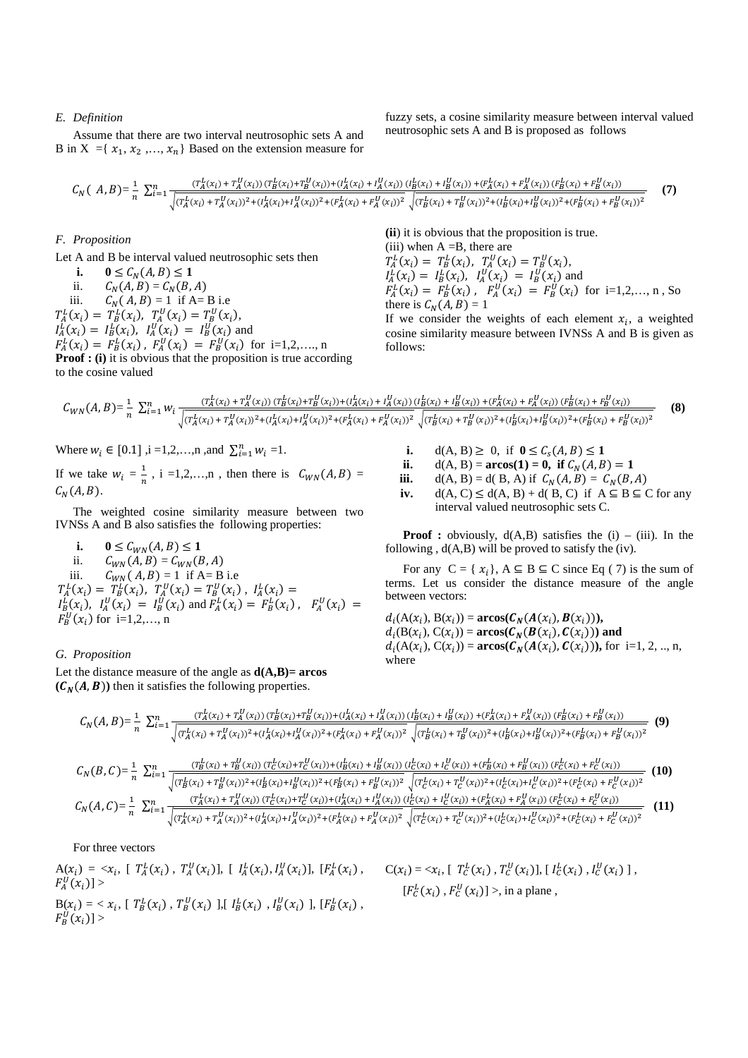### E. Definition

Assume that there are two interval neutrosophic sets A and B in X $=\{x_1, x_2, \ldots, x_n\}$ Based on the extension measure for fuzzy sets, a cosine similarity measure between interval valued neutrosophic sets A and B is proposed as follows

$$C_N(A,B)= \frac{1}{n}\sum_{i=1}^{n}\frac{(T_A^L(x_i)+T_A^U(x_i))\,(T_B^L(x_i)+T_B^U(x_i))+(I_A^L(x_i)+I_A^U(x_i))\,(I_B^L(x_i)+I_B^U(x_i))+(F_A^L(x_i)+F_A^U(x_i))\,(F_B^L(x_i)+F_B^U(x_i))}{\sqrt{(T_A^L(x_i)+T_A^U(x_i))^2+(I_A^L(x_i)+I_A^U(x_i))^2+(F_A^L(x_i)+F_A^U(x_i))^2}\ \sqrt{(T_B^L(x_i)+T_B^U(x_i))^2+(I_B^L(x_i)+I_B^U(x_i))^2+(F_B^L(x_i)+F_B^U(x_i))^2}} \quad \textbf{(7)}$$

### F. Proposition

Let A and B be interval valued neutrosophic sets then

i. $\mathbf{0 \le C_N(A,B) \le 1}$

ii. $C_N(A,B) = C_N(B,A)$

iii. $C_N(A,B) = 1$ if A= B i.e $T_A^L(x_i) = T_B^L(x_i)$, $T_A^U(x_i) = T_B^U(x_i)$, $I_A^L(x_i) = I_B^L(x_i)$, $I_A^U(x_i) = I_B^U(x_i)$ and $F_A^L(x_i) = F_B^L(x_i)$, $F_A^U(x_i) = F_B^U(x_i)$ for i=1,2,…., n

**Proof : (i)** it is obvious that the proposition is true according to the cosine valued

**(ii**) it is obvious that the proposition is true.

(iii) when A =B, there are $T_A^L(x_i) = T_B^L(x_i)$, $T_A^U(x_i) = T_B^U(x_i)$, $I_A^L(x_i) = I_B^L(x_i)$, $I_A^U(x_i) = I_B^U(x_i)$ and $F_A^L(x_i) = F_B^L(x_i)$, $F_A^U(x_i) = F_B^U(x_i)$ for i=1,2,…, n , So there is $C_N(A,B) = 1$

If we consider the weights of each element $x_i$, a weighted cosine similarity measure between IVNSs A and B is given as follows:

$$C_{WN}(A,B)= \frac{1}{n}\sum_{i=1}^{n} w_i\frac{(T_A^L(x_i)+T_A^U(x_i))\,(T_B^L(x_i)+T_B^U(x_i))+(I_A^L(x_i)+I_A^U(x_i))\,(I_B^L(x_i)+I_B^U(x_i))+(F_A^L(x_i)+F_A^U(x_i))\,(F_B^L(x_i)+F_B^U(x_i))}{\sqrt{(T_A^L(x_i)+T_A^U(x_i))^2+(I_A^L(x_i)+I_A^U(x_i))^2+(F_A^L(x_i)+F_A^U(x_i))^2}\ \sqrt{(T_B^L(x_i)+T_B^U(x_i))^2+(I_B^L(x_i)+I_B^U(x_i))^2+(F_B^L(x_i)+F_B^U(x_i))^2}} \quad \textbf{(8)}$$

Where $w_i \in [0.1]$ ,i =1,2,…,n ,and $\sum_{i=1}^{n} w_i = 1$.

If we take $w_i = \frac{1}{n}$ , i =1,2,…,n , then there is $C_{WN}(A,B) = C_N(A,B)$.

The weighted cosine similarity measure between two IVNSs A and B also satisfies the following properties:

i. $\mathbf{0 \le C_{WN}(A,B) \le 1}$

ii. $C_{WN}(A,B) = C_{WN}(B,A)$

iii. $C_{WN}(A,B) = 1$ if A= B i.e $T_A^L(x_i) = T_B^L(x_i)$, $T_A^U(x_i) = T_B^U(x_i)$ , $I_A^L(x_i) = I_B^L(x_i)$, $I_A^U(x_i) = I_B^U(x_i)$ and $F_A^L(x_i) = F_B^L(x_i)$, $F_A^U(x_i) = F_B^U(x_i)$ for i=1,2,…, n

### G. Proposition

Let the distance measure of the angle as **d(A,B)= arcos ($C_N(A,B)$)** then it satisfies the following properties.

i. d(A, B) ≥ 0, if $\mathbf{0 \le C_s(A,B) \le 1}$

ii. d(A, B) = **arcos(1) = 0, if $C_N(A,B) = 1$**

iii. d(A, B) = d( B, A) if $C_N(A,B) = C_N(B,A)$

iv. d(A, C) ≤ d(A, B) + d( B, C) if A ⊆ B ⊆ C for any interval valued neutrosophic sets C.

**Proof :** obviously, d(A,B) satisfies the (i) – (iii). In the following , d(A,B) will be proved to satisfy the (iv).

For any C = { $x_i$}, A ⊆ B ⊆ C since Eq ( 7) is the sum of terms. Let us consider the distance measure of the angle between vectors:

$d_i$(A($x_i$), B($x_i$)) = **arcos($C_N(A(x_i), B(x_i))$),**
$d_i$(B($x_i$), C($x_i$)) = **arcos($C_N(B(x_i), C(x_i))$) and**
$d_i$(A($x_i$), C($x_i$)) = **arcos($C_N(A(x_i), C(x_i))$),** for i=1, 2, .., n, where

$$C_N(A,B)= \frac{1}{n}\sum_{i=1}^{n}\frac{(T_A^L(x_i)+T_A^U(x_i))\,(T_B^L(x_i)+T_B^U(x_i))+(I_A^L(x_i)+I_A^U(x_i))\,(I_B^L(x_i)+I_B^U(x_i))+(F_A^L(x_i)+F_A^U(x_i))\,(F_B^L(x_i)+F_B^U(x_i))}{\sqrt{(T_A^L(x_i)+T_A^U(x_i))^2+(I_A^L(x_i)+I_A^U(x_i))^2+(F_A^L(x_i)+F_A^U(x_i))^2}\ \sqrt{(T_B^L(x_i)+T_B^U(x_i))^2+(I_B^L(x_i)+I_B^U(x_i))^2+(F_B^L(x_i)+F_B^U(x_i))^2}} \quad \textbf{(9)}$$

$$C_N(B,C)= \frac{1}{n}\sum_{i=1}^{n}\frac{(T_B^L(x_i)+T_B^U(x_i))\,(T_C^L(x_i)+T_C^U(x_i))+(I_B^L(x_i)+I_B^U(x_i))\,(I_C^L(x_i)+I_C^U(x_i))+(F_B^L(x_i)+F_B^U(x_i))\,(F_C^L(x_i)+F_C^U(x_i))}{\sqrt{(T_B^L(x_i)+T_B^U(x_i))^2+(I_B^L(x_i)+I_B^U(x_i))^2+(F_B^L(x_i)+F_B^U(x_i))^2}\ \sqrt{(T_C^L(x_i)+T_C^U(x_i))^2+(I_C^L(x_i)+I_C^U(x_i))^2+(F_C^L(x_i)+F_C^U(x_i))^2}} \quad \textbf{(10)}$$

$$C_N(A,C)= \frac{1}{n}\sum_{i=1}^{n}\frac{(T_A^L(x_i)+T_A^U(x_i))\,(T_C^L(x_i)+T_C^U(x_i))+(I_A^L(x_i)+I_A^U(x_i))\,(I_C^L(x_i)+I_C^U(x_i))+(F_A^L(x_i)+F_A^U(x_i))\,(F_C^L(x_i)+F_C^U(x_i))}{\sqrt{(T_A^L(x_i)+T_A^U(x_i))^2+(I_A^L(x_i)+I_A^U(x_i))^2+(F_A^L(x_i)+F_A^U(x_i))^2}\ \sqrt{(T_C^L(x_i)+T_C^U(x_i))^2+(I_C^L(x_i)+I_C^U(x_i))^2+(F_C^L(x_i)+F_C^U(x_i))^2}} \quad \textbf{(11)}$$

For three vectors

A($x_i$) = <$x_i$, [ $T_A^L(x_i)$ , $T_A^U(x_i)$], [ $I_A^L(x_i)$, $I_A^U(x_i)$], [$F_A^L(x_i)$ , $F_A^U(x_i)$] >

B($x_i$) = < $x_i$, [ $T_B^L(x_i)$ , $T_B^U(x_i)$ ],[ $I_B^L(x_i)$ , $I_B^U(x_i)$ ], [$F_B^L(x_i)$ , $F_B^U(x_i)$] >

C($x_i$) = <$x_i$, [ $T_C^L(x_i)$ , $T_C^U(x_i)$], [ $I_C^L(x_i)$ , $I_C^U(x_i)$ ] , [$F_C^L(x_i)$ , $F_C^U(x_i)$] >, in a plane ,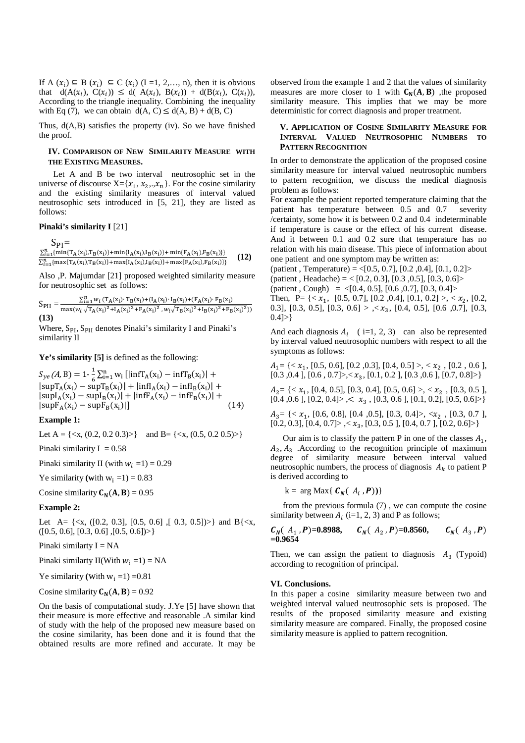If A $(x_i) \subseteq$ B $(x_i) \subseteq$ C $(x_i)$ (I =1, 2,…, n), then it is obvious that $d(A(x_i), C(x_i)) \leq d(A(x_i), B(x_i)) + d(B(x_i), C(x_i))$, According to the triangle inequality. Combining the inequality with Eq (7), we can obtain $d(A, C) \leq d(A, B) + d(B, C)$

Thus, d(A,B) satisfies the property (iv). So we have finished the proof.

## IV. Comparison of New Similarity Measure with the Existing Measures.

Let A and B be two interval neutrosophic set in the universe of discourse X=$\{x_1, x_2,.,x_n\}$. For the cosine similarity and the existing similarity measures of interval valued neutrosophic sets introduced in [5, 21], they are listed as follows:

**Pinaki's similarity I** [21]

$$S_{PI} = \frac{\sum_{i=1}^{n}\{\min\{T_A(x_i),T_B(x_i)\}+\min\{I_A(x_i),I_B(x_i)\}+\min\{F_A(x_i),F_B(x_i)\}\}}{\sum_{i=1}^{n}\{\max\{T_A(x_i),T_B(x_i)\}+\max\{I_A(x_i),I_B(x_i)\}+\max\{F_A(x_i),F_B(x_i)\}\}} \quad \textbf{(12)}$$

Also ,P. Majumdar [21] proposed weighted similarity measure for neutrosophic set as follows:

$$S_{PII} = \frac{\sum_{i=1}^{n} w_i\,(T_A(x_i)\cdot T_B(x_i)+(I_A(x_i)\cdot I_B(x_i)+(F_A(x_i)\cdot F_B(x_i))}{\max(w_i\sqrt{T_A(x_i)^2+I_A(x_i)^2+F_A(x_i)^2}\,,\, w_i\sqrt{T_B(x_i)^2+I_B(x_i)^2+F_B(x_i)^2})}$$

**(13)**

Where, $S_{PI}$, $S_{PII}$ denotes Pinaki's similarity I and Pinaki's similarity II

**Ye's similarity [5]** is defined as the following:

$$S_{ye}(A,B) = 1-\frac{1}{6}\sum_{i=1}^{n} w_i\,[|\inf T_A(x_i)-\inf T_B(x_i)| + |\sup T_A(x_i)-\sup T_B(x_i)| + |\inf I_A(x_i)-\inf I_B(x_i)| + |\sup I_A(x_i)-\sup I_B(x_i)| + |\inf F_A(x_i)-\inf F_B(x_i)| + |\sup F_A(x_i)-\sup F_B(x_i)|] \quad (14)$$

**Example 1:**

Let A = {<x, (0.2, 0.2 0.3)>} and B= {<x, (0.5, 0.2 0.5)>}

Pinaki similarity I = 0.58

Pinaki similarity II (with $w_i$ =1) = 0.29

Ye similarity (**w**ith $w_i$ =1) = 0.83

Cosine similarity $\mathbf{C_N(A, B)}$ = 0.95

**Example 2:**

Let A= {<x, ([0.2, 0.3], [0.5, 0.6] ,[ 0.3, 0.5])>} and B{<x, ([0.5, 0.6], [0.3, 0.6] ,[0.5, 0.6])>}

Pinaki similarty I = NA

Pinaki similarty II(With $w_i$ =1) = NA

Ye similarity (**w**ith $w_i$ =1) =0.81

Cosine similarity $\mathbf{C_N(A, B)}$ = 0.92

On the basis of computational study. J.Ye [5] have shown that their measure is more effective and reasonable .A similar kind of study with the help of the proposed new measure based on the cosine similarity, has been done and it is found that the obtained results are more refined and accurate. It may be observed from the example 1 and 2 that the values of similarity measures are more closer to 1 with $\mathbf{C_N(A, B)}$ ,the proposed similarity measure. This implies that we may be more deterministic for correct diagnosis and proper treatment.

## V. Application of Cosine Similarity Measure for Interval Valued Neutrosophic Numbers to Pattern Recognition

In order to demonstrate the application of the proposed cosine similarity measure for interval valued neutrosophic numbers to pattern recognition, we discuss the medical diagnosis problem as follows:

For example the patient reported temperature claiming that the patient has temperature between 0.5 and 0.7 severity /certainty, some how it is between 0.2 and 0.4 indeterminable if temperature is cause or the effect of his current disease. And it between 0.1 and 0.2 sure that temperature has no relation with his main disease. This piece of information about one patient and one symptom may be written as:

(patient , Temperature) = <[0.5, 0.7], [0.2 ,0.4], [0.1, 0.2]>

(patient , Headache) = < [0.2, 0.3], [0.3 ,0.5], [0.3, 0.6]>

(patient , Cough) = <[0.4, 0.5], [0.6 ,0.7], [0.3, 0.4]>

Then, P= {< $x_1$, [0.5, 0.7], [0.2 ,0.4], [0.1, 0.2] >, < $x_2$, [0.2, 0.3], [0.3, 0.5], [0.3, 0.6] > ,< $x_3$, [0.4, 0.5], [0.6 ,0.7], [0.3, 0.4]>}

And each diagnosis $A_i$ ( i=1, 2, 3) can also be represented by interval valued neutrosophic numbers with respect to all the symptoms as follows:

$A_1$= {< $x_1$, [0.5, 0.6], [0.2 ,0.3], [0.4, 0.5] >, < $x_2$ , [0.2 , 0.6 ], [0.3 ,0.4 ], [0.6 , 0.7]>,< $x_3$, [0.1, 0.2 ], [0.3 ,0.6 ], [0.7, 0.8]>}

$A_2$= {< $x_1$, [0.4, 0.5], [0.3, 0.4], [0.5, 0.6] >, < $x_2$ , [0.3, 0.5 ], [0.4 ,0.6 ], [0.2, 0.4]> ,< $x_3$ , [0.3, 0.6 ], [0.1, 0.2], [0.5, 0.6]>}

$A_3$= {< $x_1$, [0.6, 0.8], [0.4 ,0.5], [0.3, 0.4]>, <$x_2$ , [0.3, 0.7 ], [0.2, 0.3], [0.4, 0.7]> ,< $x_3$, [0.3, 0.5 ], [0.4, 0.7 ], [0.2, 0.6]>}

Our aim is to classify the pattern P in one of the classes $A_1$, $A_2$, $A_3$ .According to the recognition principle of maximum degree of similarity measure between interval valued neutrosophic numbers, the process of diagnosis $A_k$ to patient P is derived according to

$$k = \arg \mathrm{Max}\{\, \boldsymbol{C_N}(\, A_i \,, \boldsymbol{P})\}$$

from the previous formula (7) , we can compute the cosine similarity between $A_i$ (i=1, 2, 3) and P as follows;

$\boldsymbol{C_N}(\,A_1\,,\boldsymbol{P})$**=0.8988**, $\boldsymbol{C_N}(\,A_2\,,\boldsymbol{P})$**=0.8560**, $\boldsymbol{C_N}(\,A_3\,,\boldsymbol{P})$ **=0.9654**

Then, we can assign the patient to diagnosis $A_3$ (Typoid) according to recognition of principal.

## VI. Conclusions.

In this paper a cosine similarity measure between two and weighted interval valued neutrosophic sets is proposed. The results of the proposed similarity measure and existing similarity measure are compared. Finally, the proposed cosine similarity measure is applied to pattern recognition.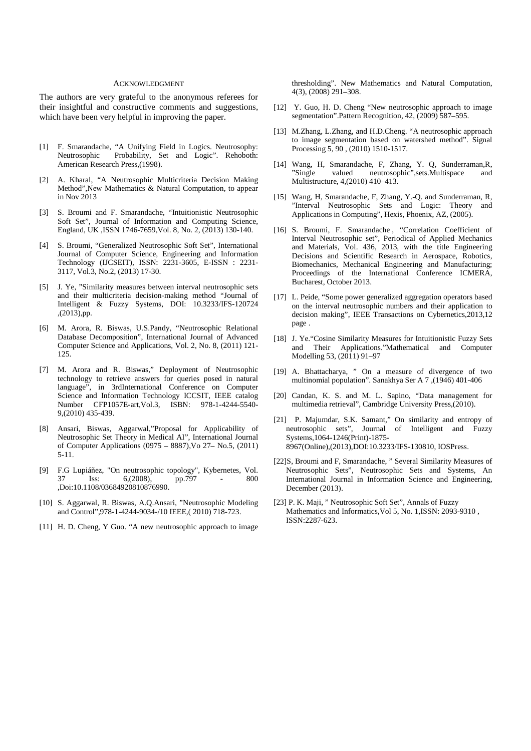## ACKNOWLEDGMENT

The authors are very grateful to the anonymous referees for their insightful and constructive comments and suggestions, which have been very helpful in improving the paper.

[1] F. Smarandache, "A Unifying Field in Logics. Neutrosophy: Neutrosophic Probability, Set and Logic". Rehoboth: American Research Press,(1998).

[2] A. Kharal, "A Neutrosophic Multicriteria Decision Making Method",New Mathematics & Natural Computation, to appear in Nov 2013

[3] S. Broumi and F. Smarandache, "Intuitionistic Neutrosophic Soft Set", Journal of Information and Computing Science, England, UK ,ISSN 1746-7659,Vol. 8, No. 2, (2013) 130-140.

[4] S. Broumi, "Generalized Neutrosophic Soft Set", International Journal of Computer Science, Engineering and Information Technology (IJCSEIT), ISSN: 2231-3605, E-ISSN : 2231-3117, Vol.3, No.2, (2013) 17-30.

[5] J. Ye, "Similarity measures between interval neutrosophic sets and their multicriteria decision-making method "Journal of Intelligent & Fuzzy Systems, DOI: 10.3233/IFS-120724 ,(2013),pp.

[6] M. Arora, R. Biswas, U.S.Pandy, "Neutrosophic Relational Database Decomposition", International Journal of Advanced Computer Science and Applications, Vol. 2, No. 8, (2011) 121-125.

[7] M. Arora and R. Biswas," Deployment of Neutrosophic technology to retrieve answers for queries posed in natural language", in 3rdInternational Conference on Computer Science and Information Technology ICCSIT, IEEE catalog Number CFP1057E-art,Vol.3, ISBN: 978-1-4244-5540-9,(2010) 435-439.

[8] Ansari, Biswas, Aggarwal,"Proposal for Applicability of Neutrosophic Set Theory in Medical AI", International Journal of Computer Applications (0975 – 8887),Vo 27– No.5, (2011) 5-11.

[9] F.G Lupiáñez, "On neutrosophic topology", Kybernetes, Vol. 37 Iss: 6,(2008), pp.797 - 800 ,Doi:10.1108/03684920810876990.

[10] S. Aggarwal, R. Biswas, A.Q.Ansari, "Neutrosophic Modeling and Control",978-1-4244-9034-/10 IEEE,( 2010) 718-723.

[11] H. D. Cheng, Y Guo. "A new neutrosophic approach to image thresholding". New Mathematics and Natural Computation, 4(3), (2008) 291–308.

[12] Y. Guo, H. D. Cheng "New neutrosophic approach to image segmentation".Pattern Recognition, 42, (2009) 587–595.

[13] M.Zhang, L.Zhang, and H.D.Cheng. "A neutrosophic approach to image segmentation based on watershed method". Signal Processing 5, 90 , (2010) 1510-1517.

[14] Wang, H, Smarandache, F, Zhang, Y. Q, Sunderraman,R, "Single valued neutrosophic",sets.Multispace and Multistructure, 4,(2010) 410–413.

[15] Wang, H, Smarandache, F, Zhang, Y.-Q. and Sunderraman, R, "Interval Neutrosophic Sets and Logic: Theory and Applications in Computing", Hexis, Phoenix, AZ, (2005).

[16] S. Broumi, F. Smarandache , "Correlation Coefficient of Interval Neutrosophic set", Periodical of Applied Mechanics and Materials, Vol. 436, 2013, with the title Engineering Decisions and Scientific Research in Aerospace, Robotics, Biomechanics, Mechanical Engineering and Manufacturing; Proceedings of the International Conference ICMERA, Bucharest, October 2013.

[17] L. Peide, "Some power generalized aggregation operators based on the interval neutrosophic numbers and their application to decision making", IEEE Transactions on Cybernetics,2013,12 page .

[18] J. Ye."Cosine Similarity Measures for Intuitionistic Fuzzy Sets and Their Applications."Mathematical and Computer Modelling 53, (2011) 91–97

[19] A. Bhattacharya, " On a measure of divergence of two multinomial population". Sanakhya Ser A 7 ,(1946) 401-406

[20] Candan, K. S. and M. L. Sapino, "Data management for multimedia retrieval", Cambridge University Press,(2010).

[21] P. Majumdar, S.K. Samant," On similarity and entropy of neutrosophic sets", Journal of Intelligent and Fuzzy Systems,1064-1246(Print)-1875-8967(Online),(2013),DOI:10.3233/IFS-130810, IOSPress.

[22]S, Broumi and F, Smarandache, " Several Similarity Measures of Neutrosophic Sets", Neutrosophic Sets and Systems, An International Journal in Information Science and Engineering, December (2013).

[23] P. K. Maji, " Neutrosophic Soft Set", Annals of Fuzzy Mathematics and Informatics,Vol 5, No. 1,ISSN: 2093-9310 , ISSN:2287-623.